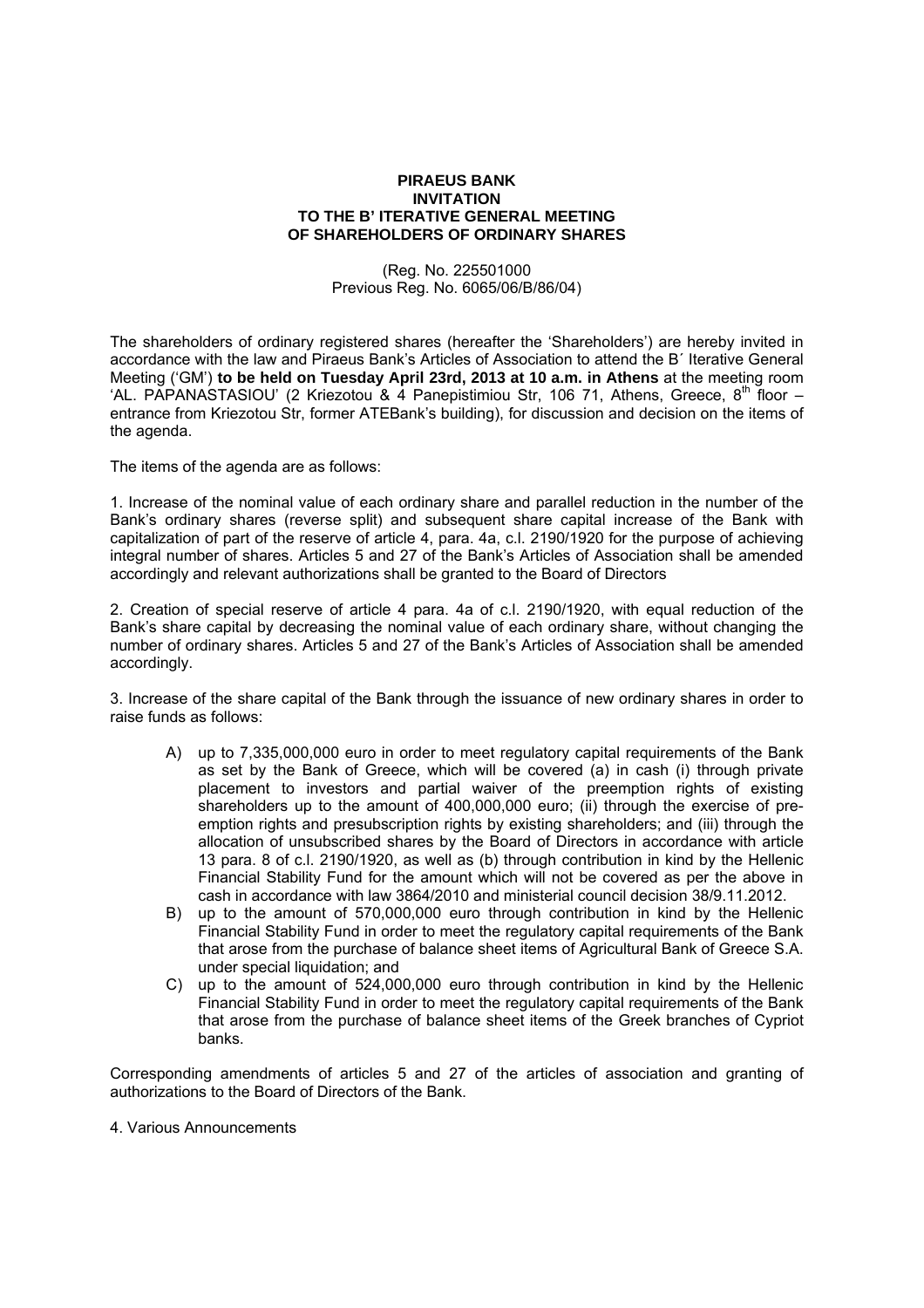**PIRAEUS BANK**
**INVITATION**
**TO THE B' ITERATIVE GENERAL MEETING**
**OF SHAREHOLDERS OF ORDINARY SHARES**

(Reg. No. 225501000
Previous Reg. No. 6065/06/B/86/04)

The shareholders of ordinary registered shares (hereafter the 'Shareholders') are hereby invited in accordance with the law and Piraeus Bank's Articles of Association to attend the B΄ Iterative General Meeting ('GM') **to be held on Tuesday April 23rd, 2013 at 10 a.m. in Athens** at the meeting room 'AL. PAPANASTASIOU' (2 Kriezotou & 4 Panepistimiou Str, 106 71, Athens, Greece, 8th floor – entrance from Kriezotou Str, former ATEBank's building), for discussion and decision on the items of the agenda.

The items of the agenda are as follows:

1. Increase of the nominal value of each ordinary share and parallel reduction in the number of the Bank's ordinary shares (reverse split) and subsequent share capital increase of the Bank with capitalization of part of the reserve of article 4, para. 4a, c.l. 2190/1920 for the purpose of achieving integral number of shares. Articles 5 and 27 of the Bank's Articles of Association shall be amended accordingly and relevant authorizations shall be granted to the Board of Directors

2. Creation of special reserve of article 4 para. 4a of c.l. 2190/1920, with equal reduction of the Bank's share capital by decreasing the nominal value of each ordinary share, without changing the number of ordinary shares. Articles 5 and 27 of the Bank's Articles of Association shall be amended accordingly.

3. Increase of the share capital of the Bank through the issuance of new ordinary shares in order to raise funds as follows:

   A) up to 7,335,000,000 euro in order to meet regulatory capital requirements of the Bank as set by the Bank of Greece, which will be covered (a) in cash (i) through private placement to investors and partial waiver of the preemption rights of existing shareholders up to the amount of 400,000,000 euro; (ii) through the exercise of pre-emption rights and presubscription rights by existing shareholders; and (iii) through the allocation of unsubscribed shares by the Board of Directors in accordance with article 13 para. 8 of c.l. 2190/1920, as well as (b) through contribution in kind by the Hellenic Financial Stability Fund for the amount which will not be covered as per the above in cash in accordance with law 3864/2010 and ministerial council decision 38/9.11.2012.
   B) up to the amount of 570,000,000 euro through contribution in kind by the Hellenic Financial Stability Fund in order to meet the regulatory capital requirements of the Bank that arose from the purchase of balance sheet items of Agricultural Bank of Greece S.A. under special liquidation; and
   C) up to the amount of 524,000,000 euro through contribution in kind by the Hellenic Financial Stability Fund in order to meet the regulatory capital requirements of the Bank that arose from the purchase of balance sheet items of the Greek branches of Cypriot banks.

Corresponding amendments of articles 5 and 27 of the articles of association and granting of authorizations to the Board of Directors of the Bank.

4. Various Announcements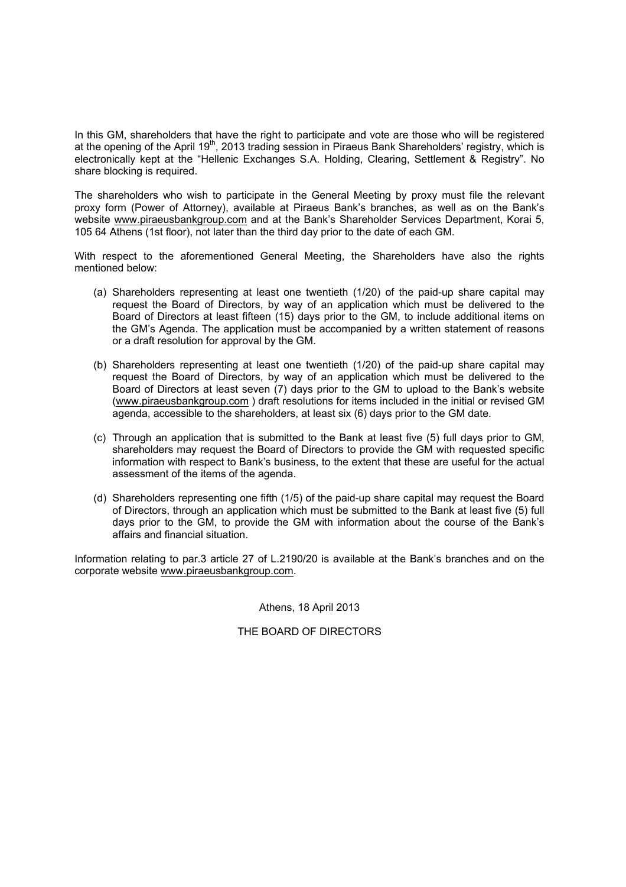In this GM, shareholders that have the right to participate and vote are those who will be registered at the opening of the April 19th, 2013 trading session in Piraeus Bank Shareholders' registry, which is electronically kept at the "Hellenic Exchanges S.A. Holding, Clearing, Settlement & Registry". No share blocking is required.

The shareholders who wish to participate in the General Meeting by proxy must file the relevant proxy form (Power of Attorney), available at Piraeus Bank's branches, as well as on the Bank's website www.piraeusbankgroup.com and at the Bank's Shareholder Services Department, Korai 5, 105 64 Athens (1st floor), not later than the third day prior to the date of each GM.

With respect to the aforementioned General Meeting, the Shareholders have also the rights mentioned below:

(a) Shareholders representing at least one twentieth (1/20) of the paid-up share capital may request the Board of Directors, by way of an application which must be delivered to the Board of Directors at least fifteen (15) days prior to the GM, to include additional items on the GM's Agenda. The application must be accompanied by a written statement of reasons or a draft resolution for approval by the GM.

(b) Shareholders representing at least one twentieth (1/20) of the paid-up share capital may request the Board of Directors, by way of an application which must be delivered to the Board of Directors at least seven (7) days prior to the GM to upload to the Bank's website (www.piraeusbankgroup.com ) draft resolutions for items included in the initial or revised GM agenda, accessible to the shareholders, at least six (6) days prior to the GM date.

(c) Through an application that is submitted to the Bank at least five (5) full days prior to GM, shareholders may request the Board of Directors to provide the GM with requested specific information with respect to Bank's business, to the extent that these are useful for the actual assessment of the items of the agenda.

(d) Shareholders representing one fifth (1/5) of the paid-up share capital may request the Board of Directors, through an application which must be submitted to the Bank at least five (5) full days prior to the GM, to provide the GM with information about the course of the Bank's affairs and financial situation.

Information relating to par.3 article 27 of L.2190/20 is available at the Bank's branches and on the corporate website www.piraeusbankgroup.com.

Athens, 18 April 2013

THE BOARD OF DIRECTORS